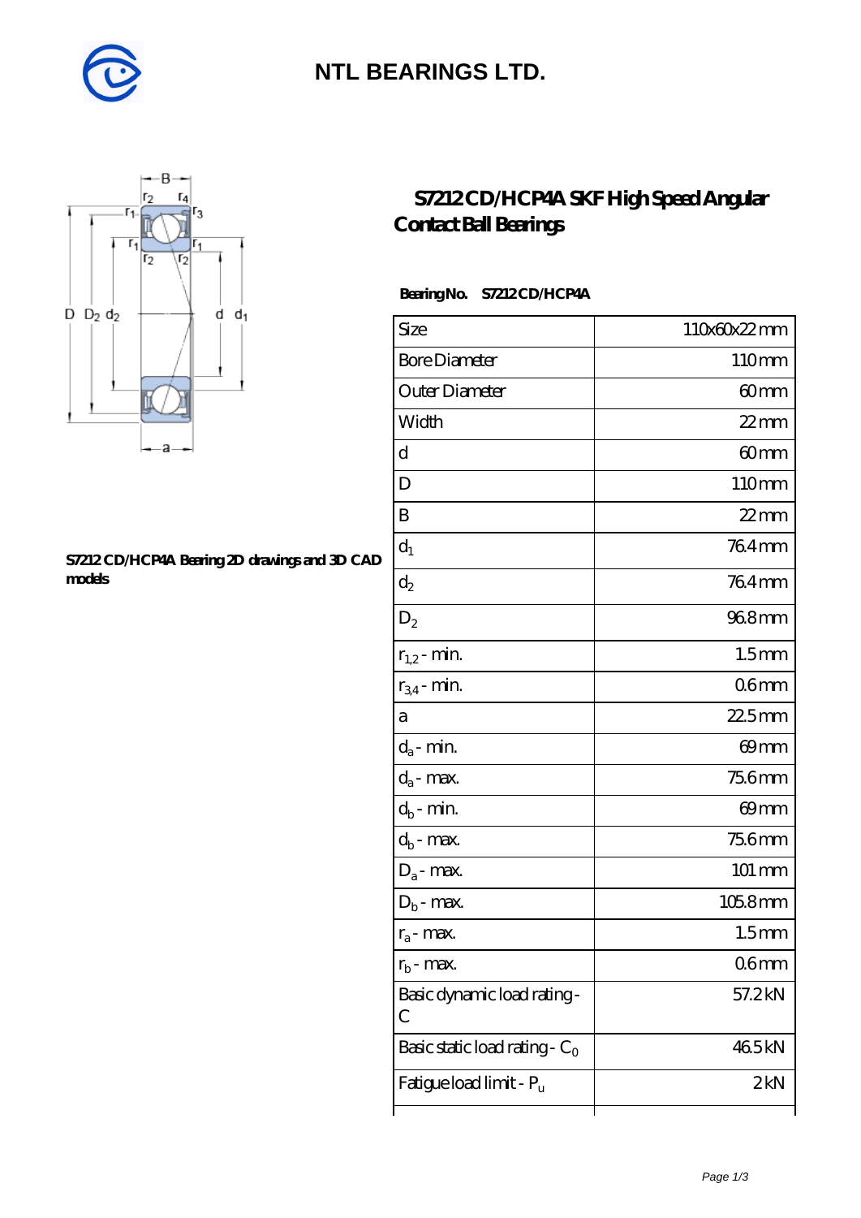# NTL BEARINGS LTD.

## S7212 CD/HCP4A SKF High Speed Angular Contact Ball Bearings

S7212 CD/HCP4A Bearing 2D drawings and 3D CAD models

**Bearing No.** S7212 CD/HCP4A

| Size | 110x60x22 mm |
|---|---|
| Bore Diameter | 110 mm |
| Outer Diameter | 60 mm |
| Width | 22 mm |
| d | 60 mm |
| D | 110 mm |
| B | 22 mm |
| $d_1$ | 76.4 mm |
| $d_2$ | 76.4 mm |
| $D_2$ | 96.8 mm |
| $r_{1,2}$ - min. | 1.5 mm |
| $r_{3,4}$ - min. | 0.6 mm |
| a | 22.5 mm |
| $d_a$ - min. | 69 mm |
| $d_a$ - max. | 75.6 mm |
| $d_b$ - min. | 69 mm |
| $d_b$ - max. | 75.6 mm |
| $D_a$ - max. | 101 mm |
| $D_b$ - max. | 105.8 mm |
| $r_a$ - max. | 1.5 mm |
| $r_b$ - max. | 0.6 mm |
| Basic dynamic load rating - C | 57.2 kN |
| Basic static load rating - $C_0$ | 46.5 kN |
| Fatigue load limit - $P_u$ | 2 kN |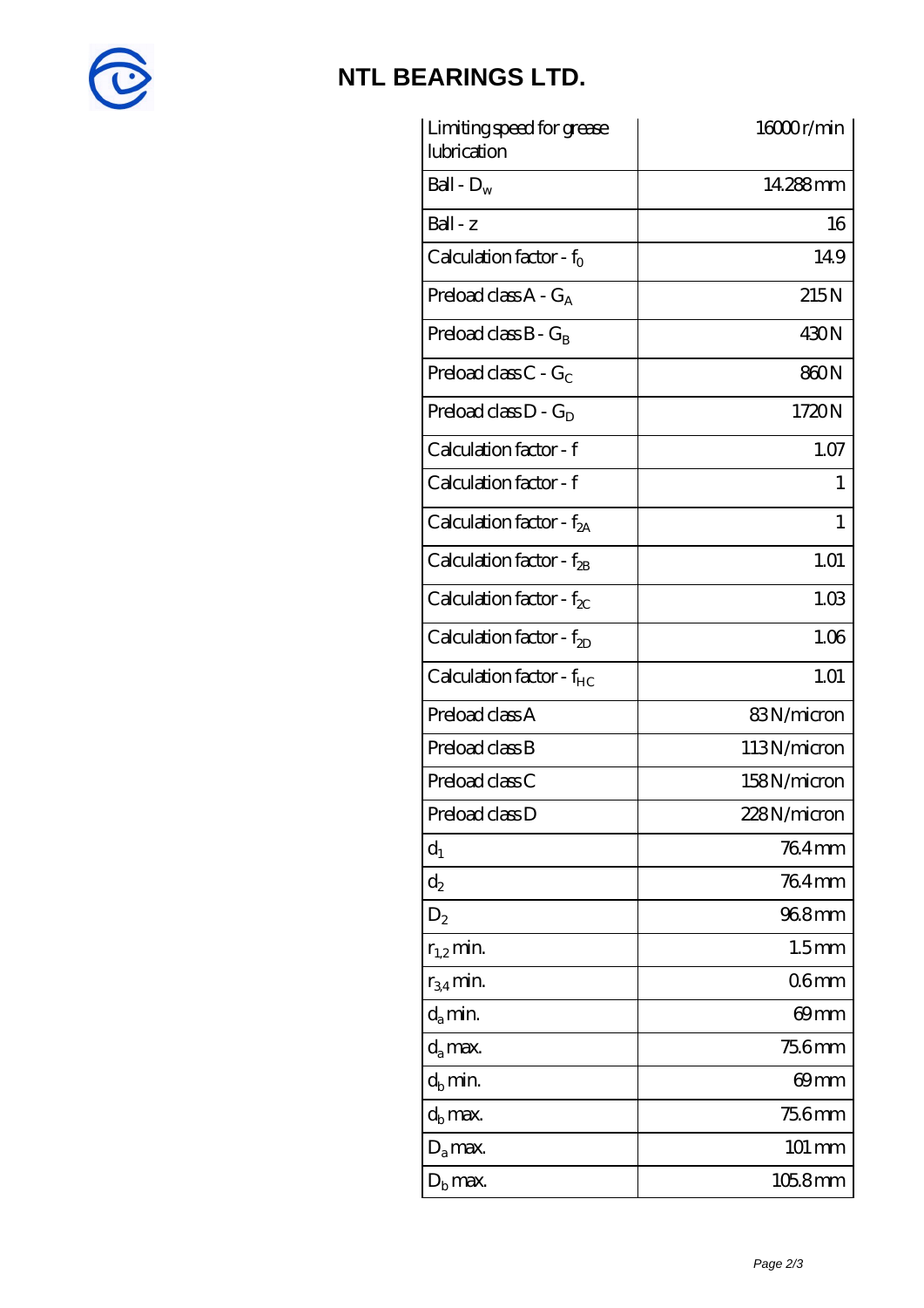| Limiting speed for grease lubrication | 16000 r/min |
| --- | --- |
| Ball - $D_w$ | 14.288 mm |
| Ball - z | 16 |
| Calculation factor - $f_0$ | 14.9 |
| Preload class A - $G_A$ | 215 N |
| Preload class B - $G_B$ | 430 N |
| Preload class C - $G_C$ | 860 N |
| Preload class D - $G_D$ | 1720 N |
| Calculation factor - f | 1.07 |
| Calculation factor - f | 1 |
| Calculation factor - $f_{2A}$ | 1 |
| Calculation factor - $f_{2B}$ | 1.01 |
| Calculation factor - $f_{2C}$ | 1.03 |
| Calculation factor - $f_{2D}$ | 1.06 |
| Calculation factor - $f_{HC}$ | 1.01 |
| Preload class A | 83 N/micron |
| Preload class B | 113 N/micron |
| Preload class C | 158 N/micron |
| Preload class D | 228 N/micron |
| $d_1$ | 76.4 mm |
| $d_2$ | 76.4 mm |
| $D_2$ | 96.8 mm |
| $r_{1,2}$ min. | 1.5 mm |
| $r_{3,4}$ min. | 0.6 mm |
| $d_a$ min. | 69 mm |
| $d_a$ max. | 75.6 mm |
| $d_b$ min. | 69 mm |
| $d_b$ max. | 75.6 mm |
| $D_a$ max. | 101 mm |
| $D_b$ max. | 105.8 mm |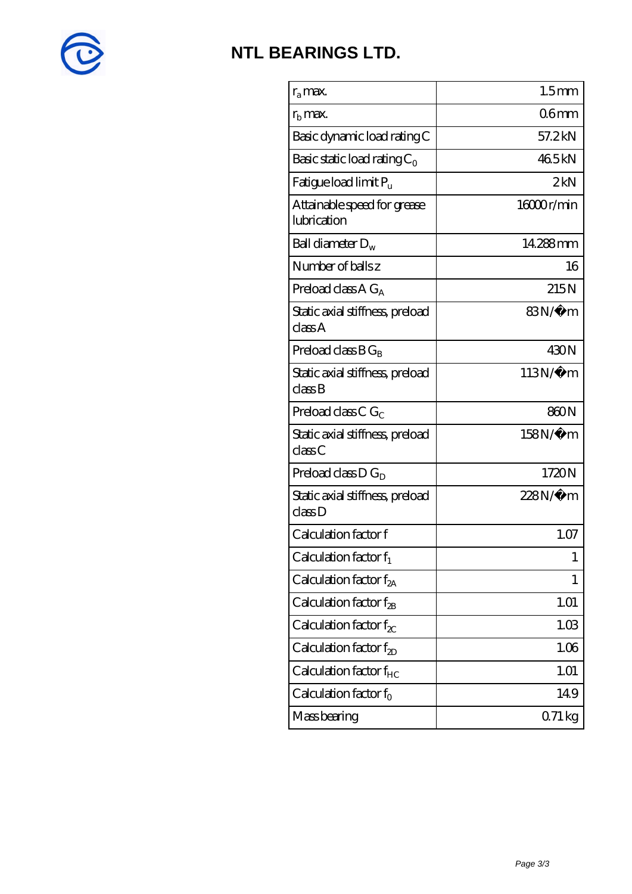# NTL BEARINGS LTD.

| | |
|---|---|
| $r_a$ max. | 1.5 mm |
| $r_b$ max. | 0.6 mm |
| Basic dynamic load rating C | 57.2 kN |
| Basic static load rating $C_0$ | 46.5 kN |
| Fatigue load limit $P_u$ | 2 kN |
| Attainable speed for grease lubrication | 16000 r/min |
| Ball diameter $D_w$ | 14.288 mm |
| Number of balls z | 16 |
| Preload class A $G_A$ | 215 N |
| Static axial stiffness, preload class A | 83 N/µm |
| Preload class B $G_B$ | 430 N |
| Static axial stiffness, preload class B | 113 N/µm |
| Preload class C $G_C$ | 860 N |
| Static axial stiffness, preload class C | 158 N/µm |
| Preload class D $G_D$ | 1720 N |
| Static axial stiffness, preload class D | 228 N/µm |
| Calculation factor f | 1.07 |
| Calculation factor $f_1$ | 1 |
| Calculation factor $f_{2A}$ | 1 |
| Calculation factor $f_{2B}$ | 1.01 |
| Calculation factor $f_{2C}$ | 1.03 |
| Calculation factor $f_{2D}$ | 1.06 |
| Calculation factor $f_{HC}$ | 1.01 |
| Calculation factor $f_0$ | 14.9 |
| Mass bearing | 0.71 kg |